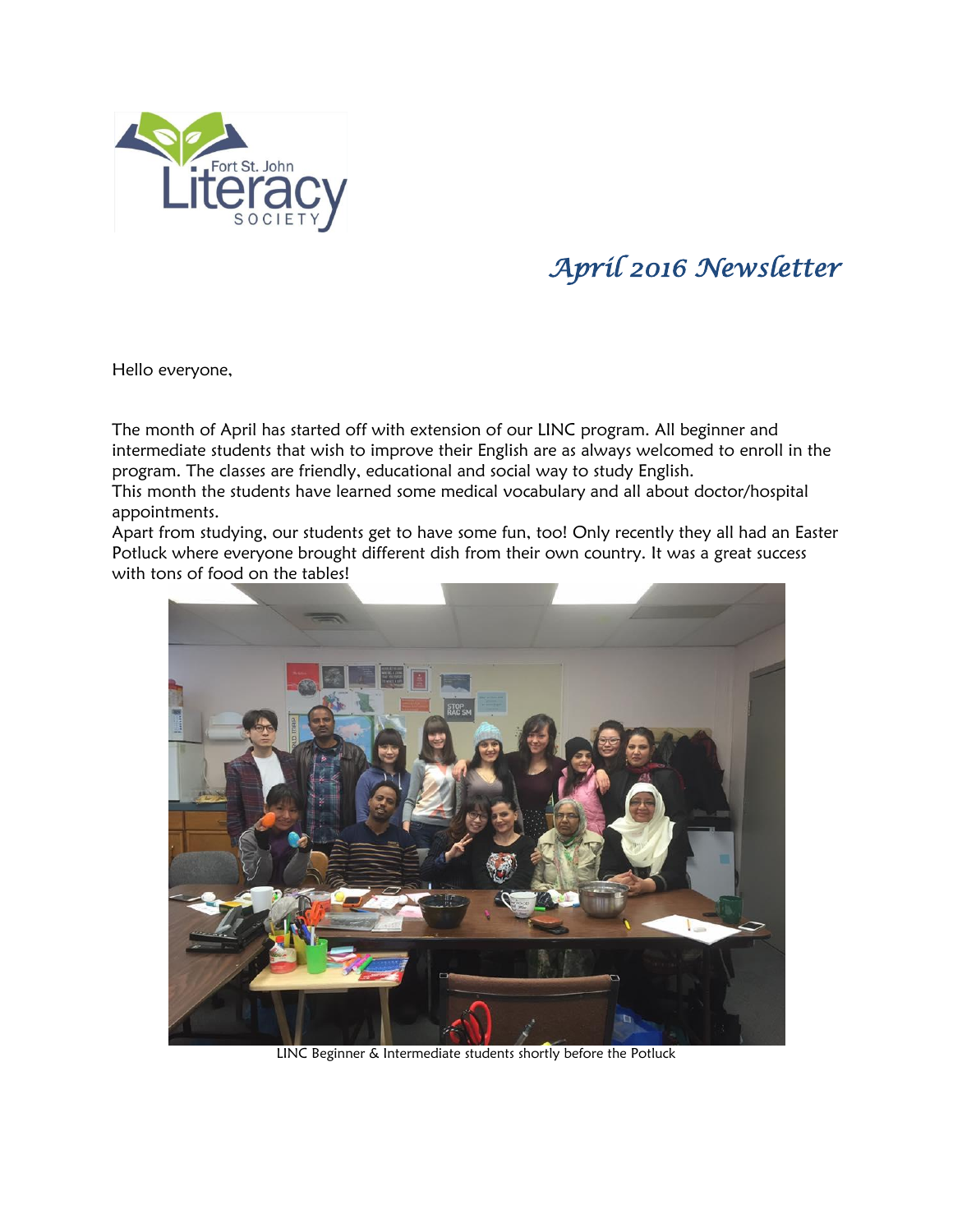Fort St. John Literacy SOCIETY

# *April 2016 Newsletter*

Hello everyone,

The month of April has started off with extension of our LINC program. All beginner and intermediate students that wish to improve their English are as always welcomed to enroll in the program. The classes are friendly, educational and social way to study English.
This month the students have learned some medical vocabulary and all about doctor/hospital appointments.
Apart from studying, our students get to have some fun, too! Only recently they all had an Easter Potluck where everyone brought different dish from their own country. It was a great success with tons of food on the tables!

LINC Beginner & Intermediate students shortly before the Potluck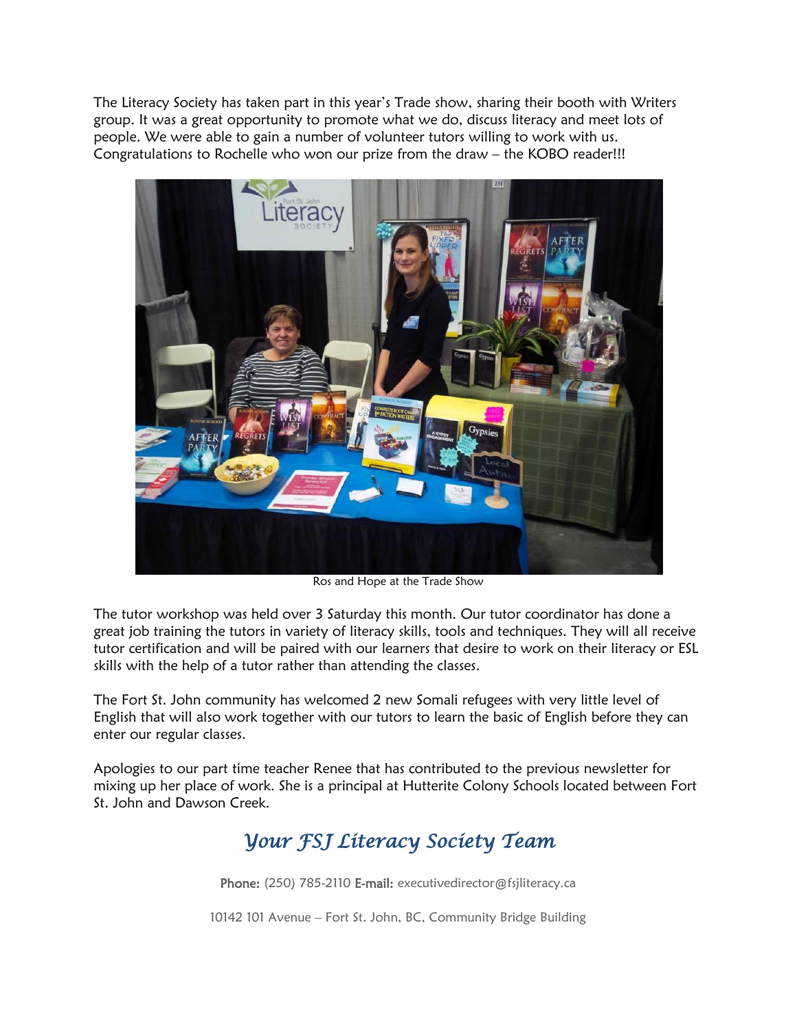The Literacy Society has taken part in this year's Trade show, sharing their booth with Writers group. It was a great opportunity to promote what we do, discuss literacy and meet lots of people. We were able to gain a number of volunteer tutors willing to work with us. Congratulations to Rochelle who won our prize from the draw – the KOBO reader!!!

Ros and Hope at the Trade Show

The tutor workshop was held over 3 Saturday this month. Our tutor coordinator has done a great job training the tutors in variety of literacy skills, tools and techniques. They will all receive tutor certification and will be paired with our learners that desire to work on their literacy or ESL skills with the help of a tutor rather than attending the classes.

The Fort St. John community has welcomed 2 new Somali refugees with very little level of English that will also work together with our tutors to learn the basic of English before they can enter our regular classes.

Apologies to our part time teacher Renee that has contributed to the previous newsletter for mixing up her place of work. She is a principal at Hutterite Colony Schools located between Fort St. John and Dawson Creek.

## *Your FSJ Literacy Society Team*

**Phone:** (250) 785-2110 **E-mail:** executivedirector@fsjliteracy.ca

10142 101 Avenue – Fort St. John, BC, Community Bridge Building